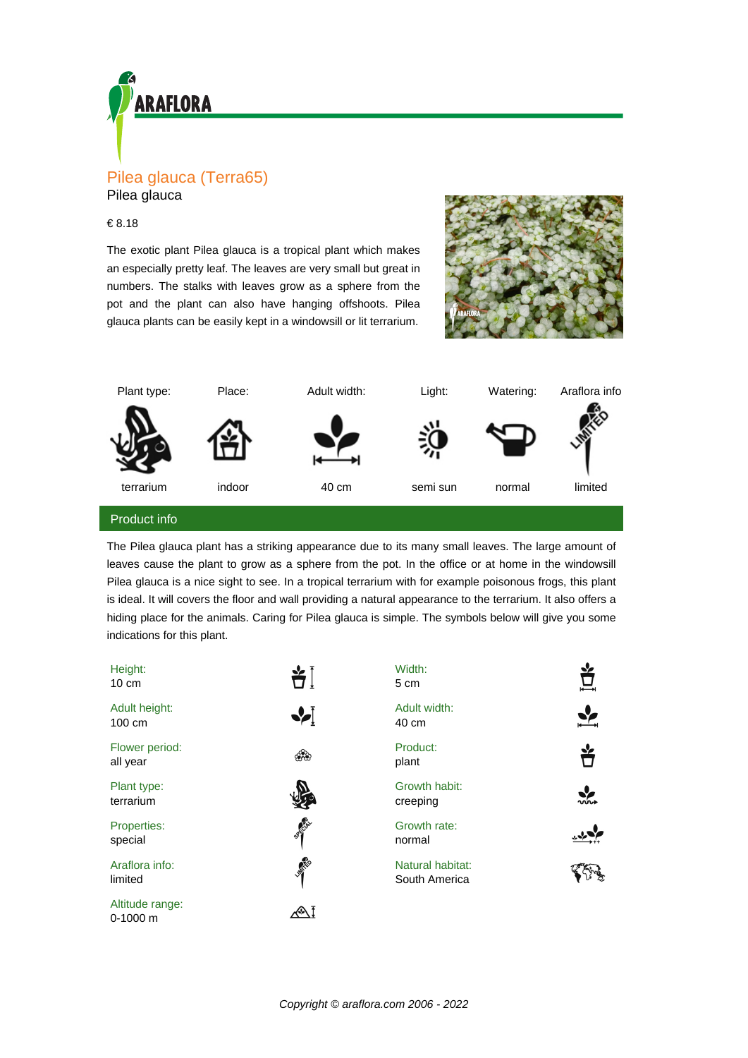# Pilea glauca (Terra65)

Pilea glauca

€ 8.18

The exotic plant Pilea glauca is a tropical plant which makes an especially pretty leaf. The leaves are very small but great in numbers. The stalks with leaves grow as a sphere from the pot and the plant can also have hanging offshoots. Pilea glauca plants can be easily kept in a windowsill or lit terrarium.

| Plant type: | Place: | Adult width: | Light: | Watering: | Araflora info |
|---|---|---|---|---|---|
| terrarium | indoor | 40 cm | semi sun | normal | limited |

## Product info

The Pilea glauca plant has a striking appearance due to its many small leaves. The large amount of leaves cause the plant to grow as a sphere from the pot. In the office or at home in the windowsill Pilea glauca is a nice sight to see. In a tropical terrarium with for example poisonous frogs, this plant is ideal. It will covers the floor and wall providing a natural appearance to the terrarium. It also offers a hiding place for the animals. Caring for Pilea glauca is simple. The symbols below will give you some indications for this plant.

| | | | |
|---|---|---|---|
| Height: | 10 cm | Width: | 5 cm |
| Adult height: | 100 cm | Adult width: | 40 cm |
| Flower period: | all year | Product: | plant |
| Plant type: | terrarium | Growth habit: | creeping |
| Properties: | special | Growth rate: | normal |
| Araflora info: | limited | Natural habitat: | South America |
| Altitude range: | 0-1000 m | | |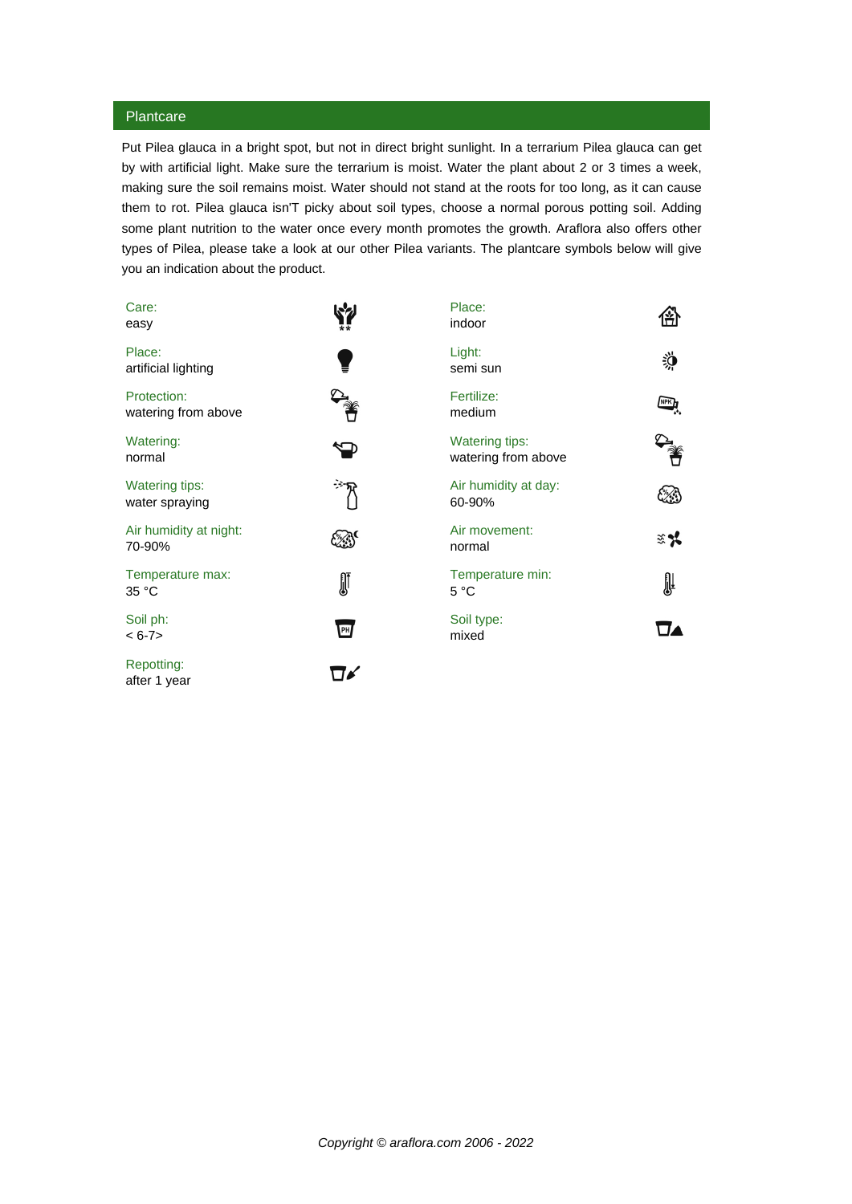## Plantcare

Put Pilea glauca in a bright spot, but not in direct bright sunlight. In a terrarium Pilea glauca can get by with artificial light. Make sure the terrarium is moist. Water the plant about 2 or 3 times a week, making sure the soil remains moist. Water should not stand at the roots for too long, as it can cause them to rot. Pilea glauca isn'T picky about soil types, choose a normal porous potting soil. Adding some plant nutrition to the water once every month promotes the growth. Araflora also offers other types of Pilea, please take a look at our other Pilea variants. The plantcare symbols below will give you an indication about the product.

| | |
|---|---|
| Care:<br>easy | Place:<br>indoor |
| Place:<br>artificial lighting | Light:<br>semi sun |
| Protection:<br>watering from above | Fertilize:<br>medium |
| Watering:<br>normal | Watering tips:<br>watering from above |
| Watering tips:<br>water spraying | Air humidity at day:<br>60-90% |
| Air humidity at night:<br>70-90% | Air movement:<br>normal |
| Temperature max:<br>35 °C | Temperature min:<br>5 °C |
| Soil ph:<br>< 6-7> | Soil type:<br>mixed |
| Repotting:<br>after 1 year | |

*Copyright © araflora.com 2006 - 2022*